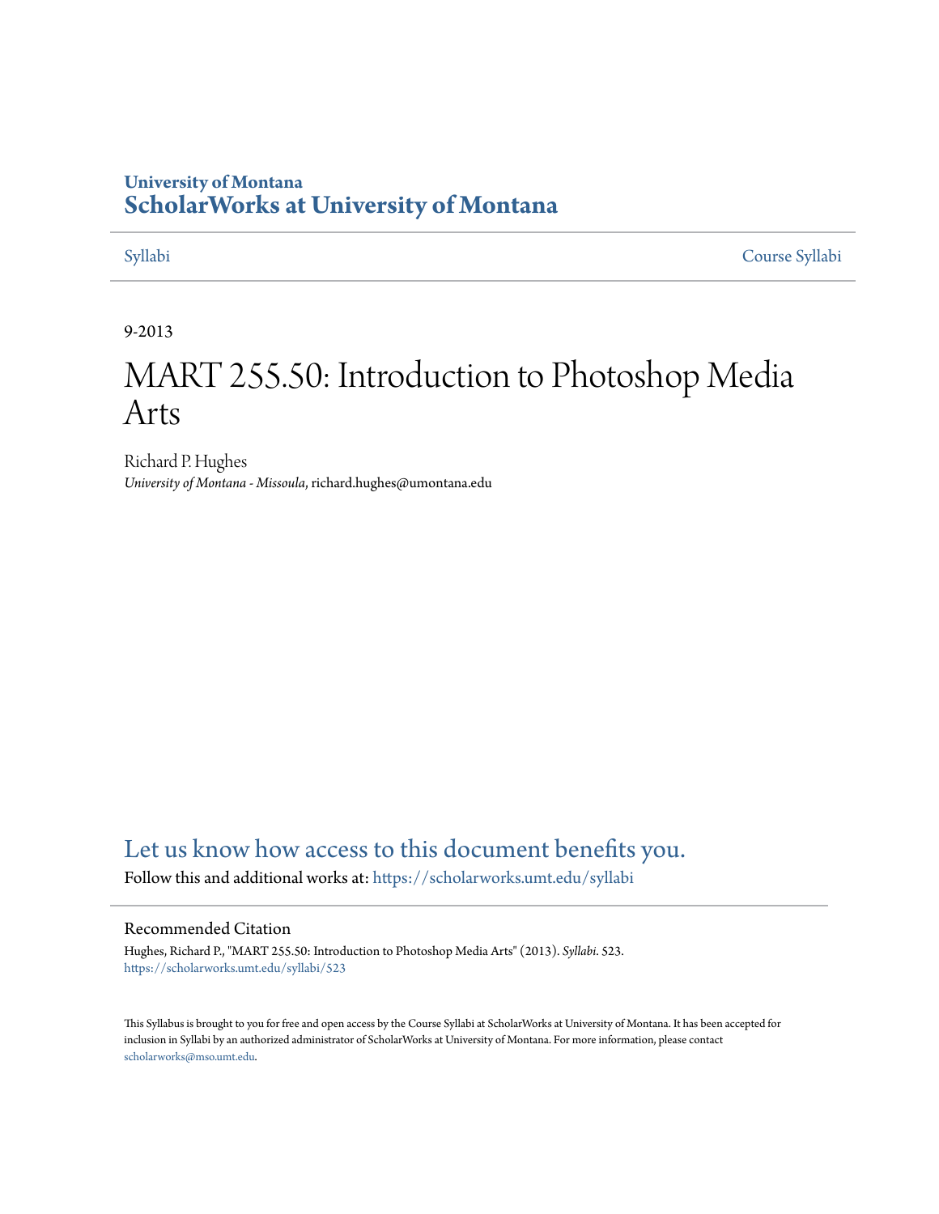University of Montana

# ScholarWorks at University of Montana

Syllabi | Course Syllabi

9-2013

# MART 255.50: Introduction to Photoshop Media Arts

Richard P. Hughes

*University of Montana - Missoula*, richard.hughes@umontana.edu

Let us know how access to this document benefits you.

Follow this and additional works at: https://scholarworks.umt.edu/syllabi

## Recommended Citation

Hughes, Richard P., "MART 255.50: Introduction to Photoshop Media Arts" (2013). *Syllabi*. 523.
https://scholarworks.umt.edu/syllabi/523

This Syllabus is brought to you for free and open access by the Course Syllabi at ScholarWorks at University of Montana. It has been accepted for inclusion in Syllabi by an authorized administrator of ScholarWorks at University of Montana. For more information, please contact scholarworks@mso.umt.edu.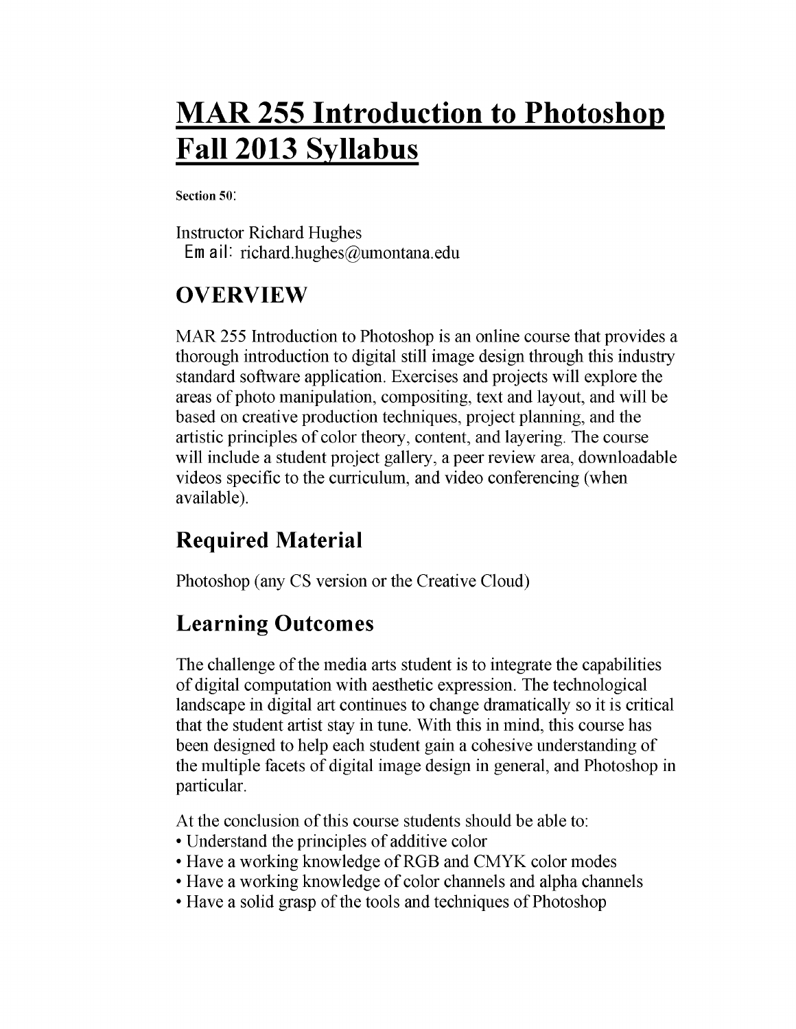# MAR 255 Introduction to Photoshop Fall 2013 Syllabus

**Section 50:**

Instructor Richard Hughes
Email: richard.hughes@umontana.edu

## OVERVIEW

MAR 255 Introduction to Photoshop is an online course that provides a thorough introduction to digital still image design through this industry standard software application. Exercises and projects will explore the areas of photo manipulation, compositing, text and layout, and will be based on creative production techniques, project planning, and the artistic principles of color theory, content, and layering. The course will include a student project gallery, a peer review area, downloadable videos specific to the curriculum, and video conferencing (when available).

## Required Material

Photoshop (any CS version or the Creative Cloud)

## Learning Outcomes

The challenge of the media arts student is to integrate the capabilities of digital computation with aesthetic expression. The technological landscape in digital art continues to change dramatically so it is critical that the student artist stay in tune. With this in mind, this course has been designed to help each student gain a cohesive understanding of the multiple facets of digital image design in general, and Photoshop in particular.

At the conclusion of this course students should be able to:

- Understand the principles of additive color
- Have a working knowledge of RGB and CMYK color modes
- Have a working knowledge of color channels and alpha channels
- Have a solid grasp of the tools and techniques of Photoshop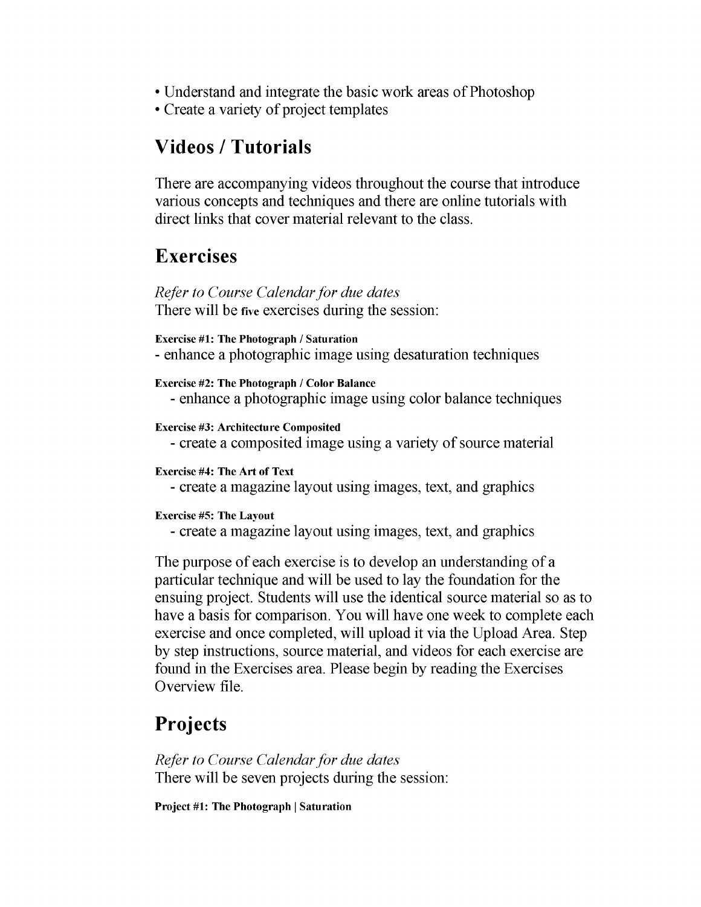- Understand and integrate the basic work areas of Photoshop
- Create a variety of project templates

## Videos / Tutorials

There are accompanying videos throughout the course that introduce various concepts and techniques and there are online tutorials with direct links that cover material relevant to the class.

## Exercises

*Refer to Course Calendar for due dates*
There will be **five** exercises during the session:

**Exercise #1: The Photograph / Saturation**
- enhance a photographic image using desaturation techniques

**Exercise #2: The Photograph / Color Balance**
- enhance a photographic image using color balance techniques

**Exercise #3: Architecture Composited**
- create a composited image using a variety of source material

**Exercise #4: The Art of Text**
- create a magazine layout using images, text, and graphics

**Exercise #5: The Layout**
- create a magazine layout using images, text, and graphics

The purpose of each exercise is to develop an understanding of a particular technique and will be used to lay the foundation for the ensuing project. Students will use the identical source material so as to have a basis for comparison. You will have one week to complete each exercise and once completed, will upload it via the Upload Area. Step by step instructions, source material, and videos for each exercise are found in the Exercises area. Please begin by reading the Exercises Overview file.

## Projects

*Refer to Course Calendar for due dates*
There will be seven projects during the session:

**Project #1: The Photograph | Saturation**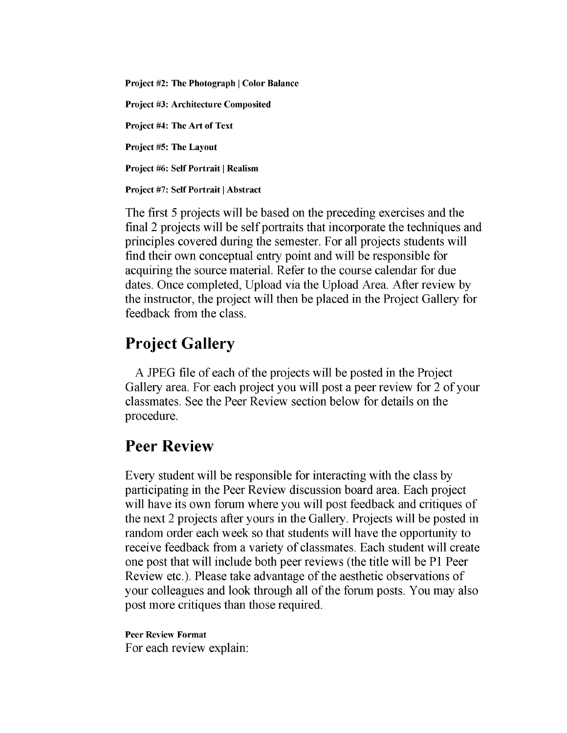**Project #2: The Photograph | Color Balance**

**Project #3: Architecture Composited**

**Project #4: The Art of Text**

**Project #5: The Layout**

**Project #6: Self Portrait | Realism**

**Project #7: Self Portrait | Abstract**

The first 5 projects will be based on the preceding exercises and the final 2 projects will be self portraits that incorporate the techniques and principles covered during the semester. For all projects students will find their own conceptual entry point and will be responsible for acquiring the source material. Refer to the course calendar for due dates. Once completed, Upload via the Upload Area. After review by the instructor, the project will then be placed in the Project Gallery for feedback from the class.

## Project Gallery

A JPEG file of each of the projects will be posted in the Project Gallery area. For each project you will post a peer review for 2 of your classmates. See the Peer Review section below for details on the procedure.

## Peer Review

Every student will be responsible for interacting with the class by participating in the Peer Review discussion board area. Each project will have its own forum where you will post feedback and critiques of the next 2 projects after yours in the Gallery. Projects will be posted in random order each week so that students will have the opportunity to receive feedback from a variety of classmates. Each student will create one post that will include both peer reviews (the title will be P1 Peer Review etc.). Please take advantage of the aesthetic observations of your colleagues and look through all of the forum posts. You may also post more critiques than those required.

**Peer Review Format**

For each review explain: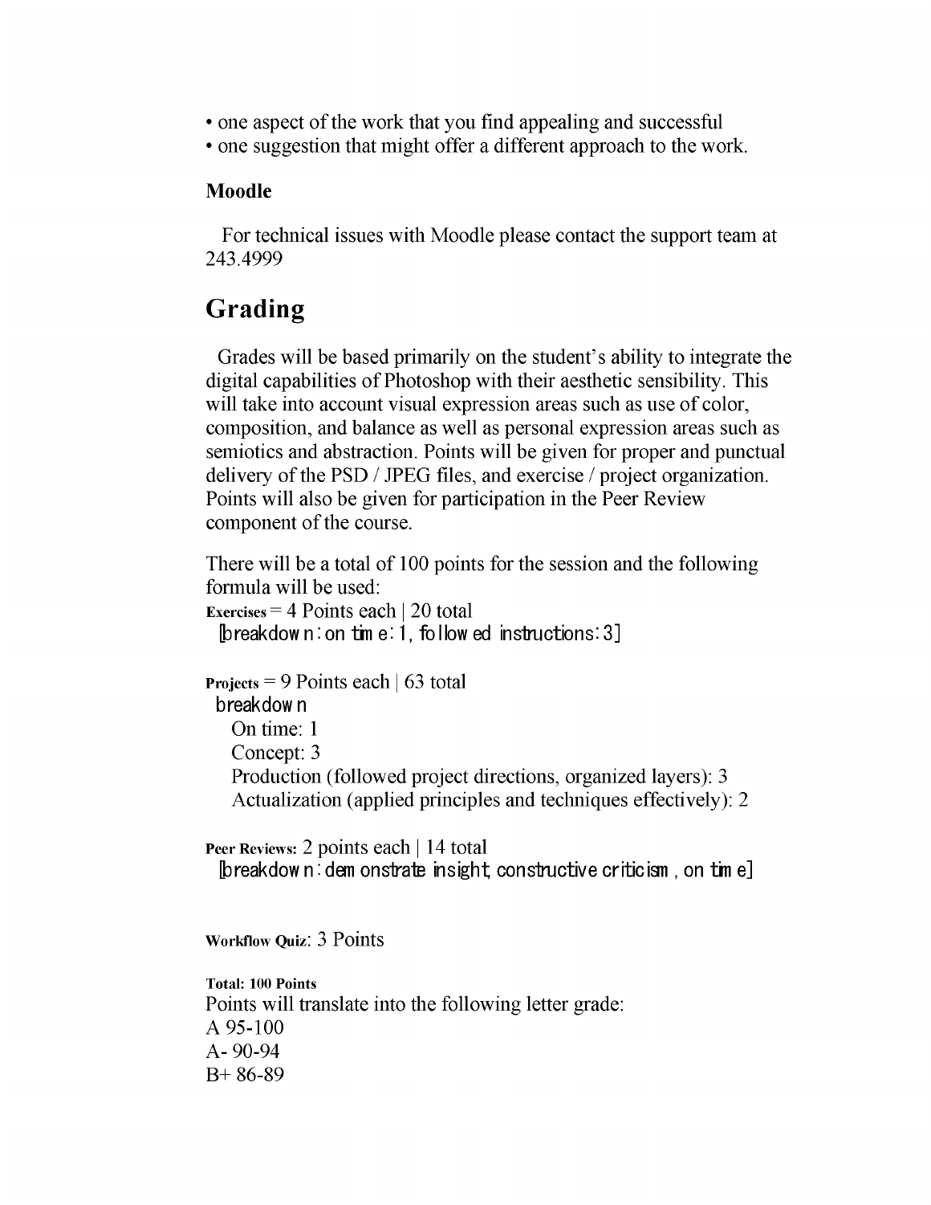- one aspect of the work that you find appealing and successful
- one suggestion that might offer a different approach to the work.

**Moodle**

For technical issues with Moodle please contact the support team at 243.4999

## Grading

Grades will be based primarily on the student's ability to integrate the digital capabilities of Photoshop with their aesthetic sensibility. This will take into account visual expression areas such as use of color, composition, and balance as well as personal expression areas such as semiotics and abstraction. Points will be given for proper and punctual delivery of the PSD / JPEG files, and exercise / project organization. Points will also be given for participation in the Peer Review component of the course.

There will be a total of 100 points for the session and the following formula will be used:

**Exercises** = 4 Points each | 20 total
[breakdown: on time: 1, followed instructions: 3]

**Projects** = 9 Points each | 63 total
breakdown
On time: 1
Concept: 3
Production (followed project directions, organized layers): 3
Actualization (applied principles and techniques effectively): 2

**Peer Reviews:** 2 points each | 14 total
[breakdown: demonstrate insight, constructive criticism, on time]

**Workflow Quiz**: 3 Points

**Total: 100 Points**

Points will translate into the following letter grade:
A 95-100
A- 90-94
B+ 86-89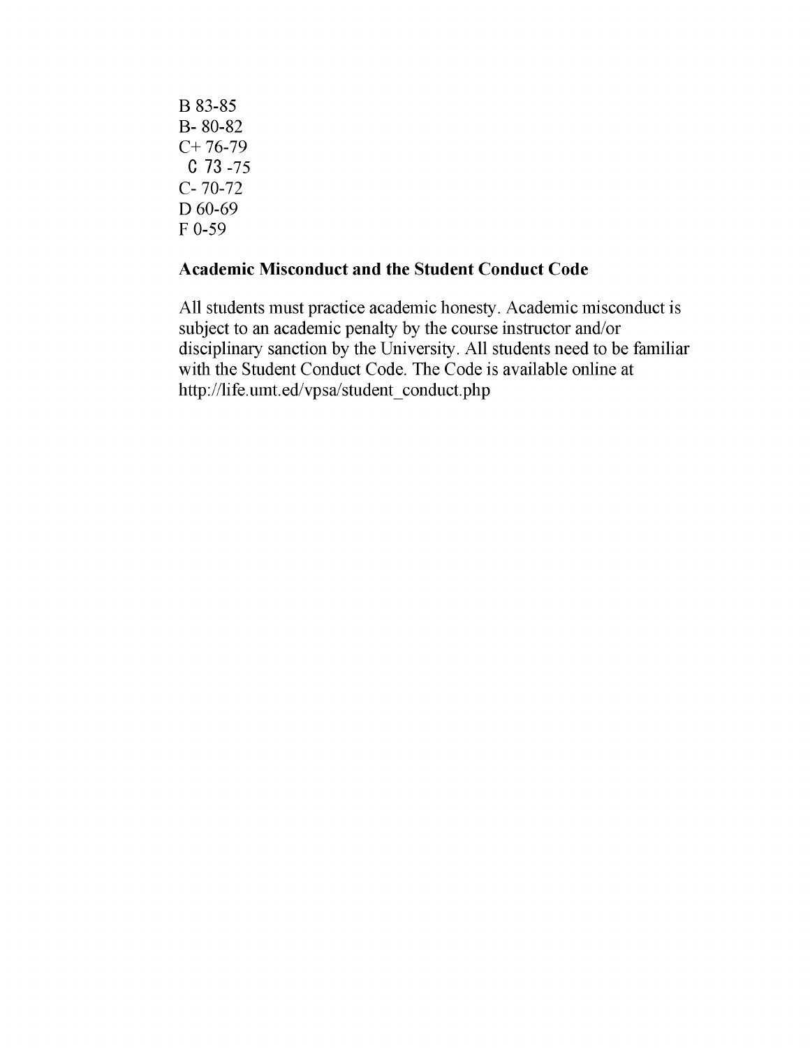B 83-85
B- 80-82
C+ 76-79
C 73 -75
C- 70-72
D 60-69
F 0-59

**Academic Misconduct and the Student Conduct Code**

All students must practice academic honesty. Academic misconduct is subject to an academic penalty by the course instructor and/or disciplinary sanction by the University. All students need to be familiar with the Student Conduct Code. The Code is available online at http://life.umt.ed/vpsa/student_conduct.php